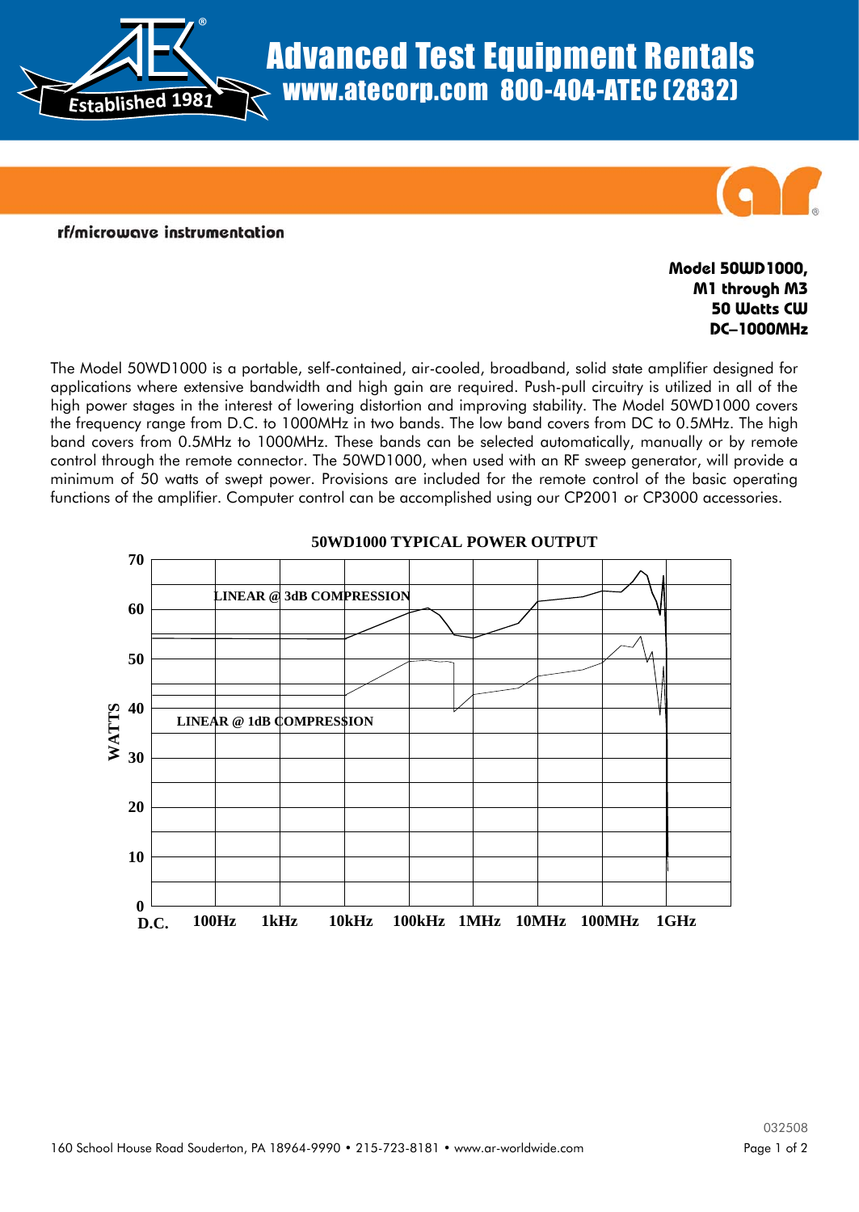# Advanced Test Equipment Rentals
www.atecorp.com 800-404-ATEC (2832)

Established 1981

rf/microwave instrumentation

**Model 50WD1000, M1 through M3**
**50 Watts CW**
**DC–1000MHz**

The Model 50WD1000 is a portable, self-contained, air-cooled, broadband, solid state amplifier designed for applications where extensive bandwidth and high gain are required. Push-pull circuitry is utilized in all of the high power stages in the interest of lowering distortion and improving stability. The Model 50WD1000 covers the frequency range from D.C. to 1000MHz in two bands. The low band covers from DC to 0.5MHz. The high band covers from 0.5MHz to 1000MHz. These bands can be selected automatically, manually or by remote control through the remote connector. The 50WD1000, when used with an RF sweep generator, will provide a minimum of 50 watts of swept power. Provisions are included for the remote control of the basic operating functions of the amplifier. Computer control can be accomplished using our CP2001 or CP3000 accessories.

**50WD1000 TYPICAL POWER OUTPUT**

(Chart: WATTS, 0–70, vs. frequency D.C., 100Hz, 1kHz, 10kHz, 100kHz, 1MHz, 10MHz, 100MHz, 1GHz; curves labeled "LINEAR @ 3dB COMPRESSION" and "LINEAR @ 1dB COMPRESSION")

160 School House Road Souderton, PA 18964-9990 • 215-723-8181 • www.ar-worldwide.com

032508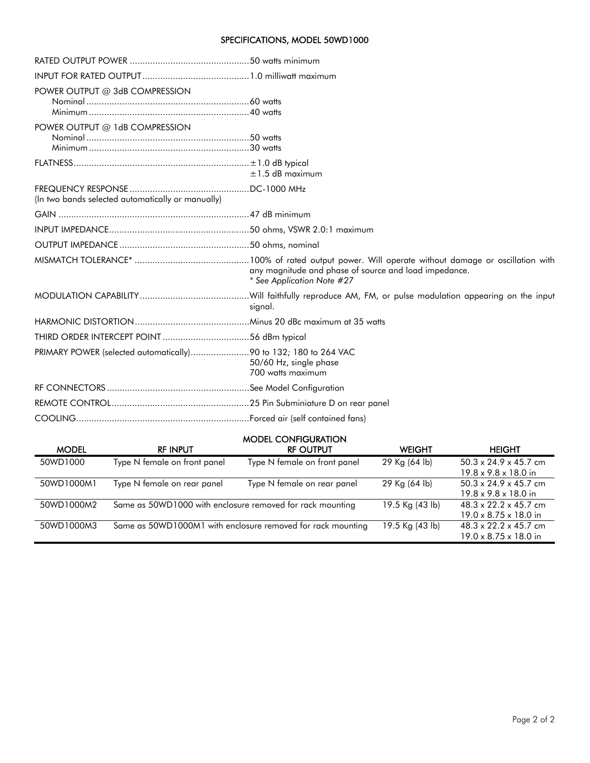## SPECIFICATIONS, MODEL 50WD1000

| | |
|---|---|
| RATED OUTPUT POWER | 50 watts minimum |
| INPUT FOR RATED OUTPUT | 1.0 milliwatt maximum |
| POWER OUTPUT @ 3dB COMPRESSION<br>Nominal<br>Minimum | <br>60 watts<br>40 watts |
| POWER OUTPUT @ 1dB COMPRESSION<br>Nominal<br>Minimum | <br>50 watts<br>30 watts |
| FLATNESS | ±1.0 dB typical<br>±1.5 dB maximum |
| FREQUENCY RESPONSE<br>(In two bands selected automatically or manually) | DC-1000 MHz |
| GAIN | 47 dB minimum |
| INPUT IMPEDANCE | 50 ohms, VSWR 2.0:1 maximum |
| OUTPUT IMPEDANCE | 50 ohms, nominal |
| MISMATCH TOLERANCE* | 100% of rated output power. Will operate without damage or oscillation with any magnitude and phase of source and load impedance.<br>*\* See Application Note #27* |
| MODULATION CAPABILITY | Will faithfully reproduce AM, FM, or pulse modulation appearing on the input signal. |
| HARMONIC DISTORTION | Minus 20 dBc maximum at 35 watts |
| THIRD ORDER INTERCEPT POINT | 56 dBm typical |
| PRIMARY POWER (selected automatically) | 90 to 132; 180 to 264 VAC<br>50/60 Hz, single phase<br>700 watts maximum |
| RF CONNECTORS | See Model Configuration |
| REMOTE CONTROL | 25 Pin Subminiature D on rear panel |
| COOLING | Forced air (self contained fans) |

### MODEL CONFIGURATION

| MODEL | RF INPUT | RF OUTPUT | WEIGHT | HEIGHT |
|---|---|---|---|---|
| 50WD1000 | Type N female on front panel | Type N female on front panel | 29 Kg (64 lb) | 50.3 x 24.9 x 45.7 cm<br>19.8 x 9.8 x 18.0 in |
| 50WD1000M1 | Type N female on rear panel | Type N female on rear panel | 29 Kg (64 lb) | 50.3 x 24.9 x 45.7 cm<br>19.8 x 9.8 x 18.0 in |
| 50WD1000M2 | Same as 50WD1000 with enclosure removed for rack mounting | | 19.5 Kg (43 lb) | 48.3 x 22.2 x 45.7 cm<br>19.0 x 8.75 x 18.0 in |
| 50WD1000M3 | Same as 50WD1000M1 with enclosure removed for rack mounting | | 19.5 Kg (43 lb) | 48.3 x 22.2 x 45.7 cm<br>19.0 x 8.75 x 18.0 in |